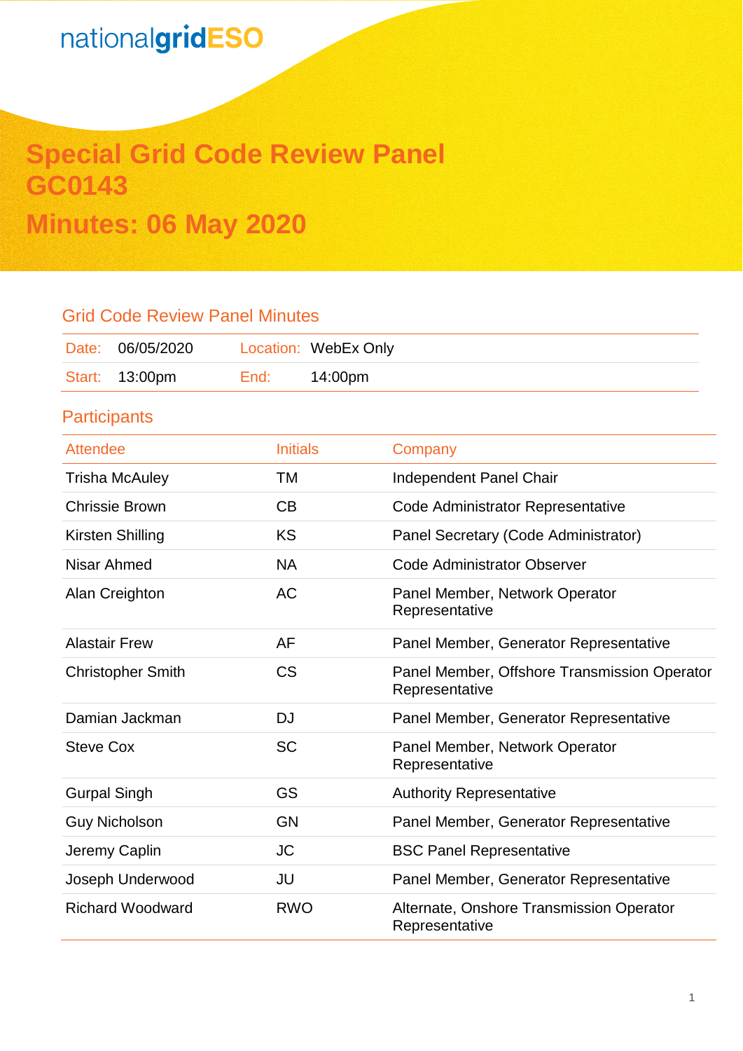nationalgridESO

# Special Grid Code Review Panel GC0143

# Minutes: 06 May 2020

## Grid Code Review Panel Minutes

| Date: | 06/05/2020 | Location: | WebEx Only |
|---|---|---|---|
| Start: | 13:00pm | End: | 14:00pm |

## Participants

| Attendee | Initials | Company |
|---|---|---|
| Trisha McAuley | TM | Independent Panel Chair |
| Chrissie Brown | CB | Code Administrator Representative |
| Kirsten Shilling | KS | Panel Secretary (Code Administrator) |
| Nisar Ahmed | NA | Code Administrator Observer |
| Alan Creighton | AC | Panel Member, Network Operator Representative |
| Alastair Frew | AF | Panel Member, Generator Representative |
| Christopher Smith | CS | Panel Member, Offshore Transmission Operator Representative |
| Damian Jackman | DJ | Panel Member, Generator Representative |
| Steve Cox | SC | Panel Member, Network Operator Representative |
| Gurpal Singh | GS | Authority Representative |
| Guy Nicholson | GN | Panel Member, Generator Representative |
| Jeremy Caplin | JC | BSC Panel Representative |
| Joseph Underwood | JU | Panel Member, Generator Representative |
| Richard Woodward | RWO | Alternate, Onshore Transmission Operator Representative |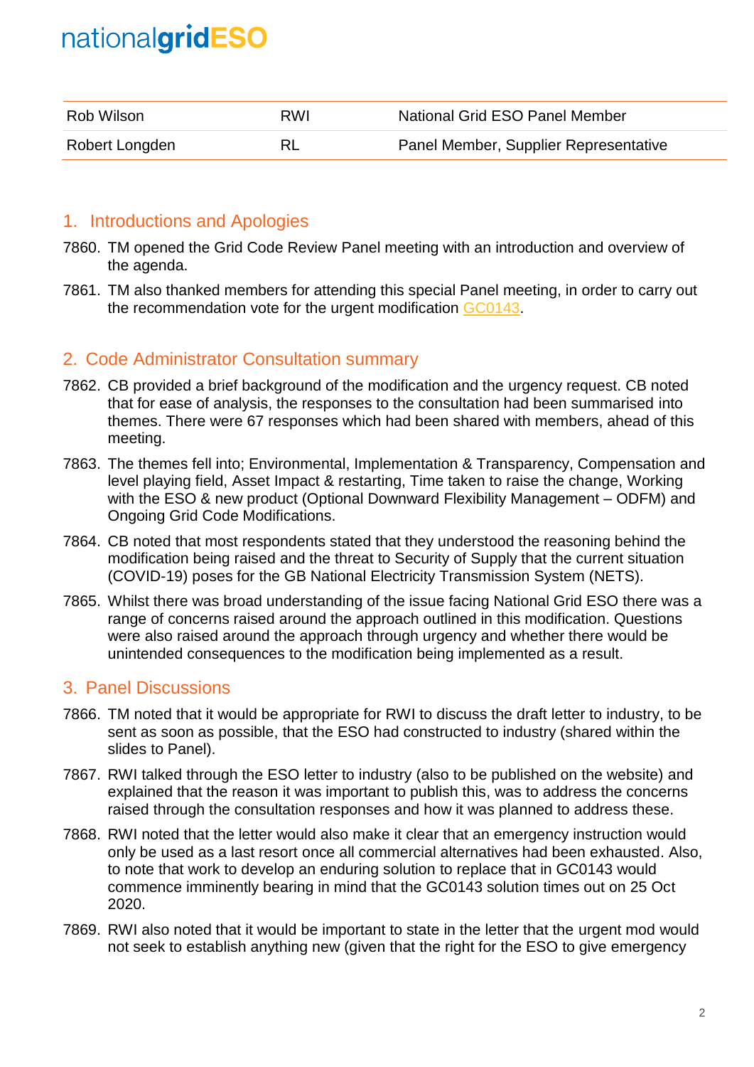| Rob Wilson | RWI | National Grid ESO Panel Member |
|---|---|---|
| Robert Longden | RL | Panel Member, Supplier Representative |

## 1. Introductions and Apologies

7860. TM opened the Grid Code Review Panel meeting with an introduction and overview of the agenda.

7861. TM also thanked members for attending this special Panel meeting, in order to carry out the recommendation vote for the urgent modification GC0143.

## 2. Code Administrator Consultation summary

7862. CB provided a brief background of the modification and the urgency request. CB noted that for ease of analysis, the responses to the consultation had been summarised into themes. There were 67 responses which had been shared with members, ahead of this meeting.

7863. The themes fell into; Environmental, Implementation & Transparency, Compensation and level playing field, Asset Impact & restarting, Time taken to raise the change, Working with the ESO & new product (Optional Downward Flexibility Management – ODFM) and Ongoing Grid Code Modifications.

7864. CB noted that most respondents stated that they understood the reasoning behind the modification being raised and the threat to Security of Supply that the current situation (COVID-19) poses for the GB National Electricity Transmission System (NETS).

7865. Whilst there was broad understanding of the issue facing National Grid ESO there was a range of concerns raised around the approach outlined in this modification. Questions were also raised around the approach through urgency and whether there would be unintended consequences to the modification being implemented as a result.

## 3. Panel Discussions

7866. TM noted that it would be appropriate for RWI to discuss the draft letter to industry, to be sent as soon as possible, that the ESO had constructed to industry (shared within the slides to Panel).

7867. RWI talked through the ESO letter to industry (also to be published on the website) and explained that the reason it was important to publish this, was to address the concerns raised through the consultation responses and how it was planned to address these.

7868. RWI noted that the letter would also make it clear that an emergency instruction would only be used as a last resort once all commercial alternatives had been exhausted. Also, to note that work to develop an enduring solution to replace that in GC0143 would commence imminently bearing in mind that the GC0143 solution times out on 25 Oct 2020.

7869. RWI also noted that it would be important to state in the letter that the urgent mod would not seek to establish anything new (given that the right for the ESO to give emergency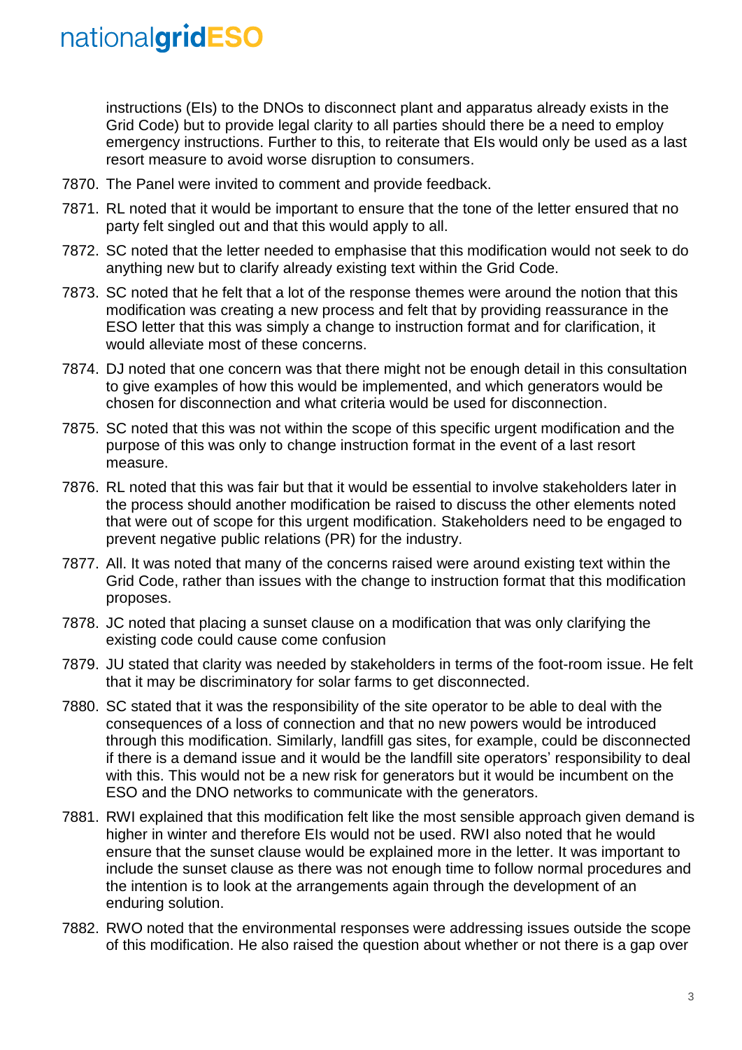instructions (EIs) to the DNOs to disconnect plant and apparatus already exists in the Grid Code) but to provide legal clarity to all parties should there be a need to employ emergency instructions. Further to this, to reiterate that EIs would only be used as a last resort measure to avoid worse disruption to consumers.

7870. The Panel were invited to comment and provide feedback.

7871. RL noted that it would be important to ensure that the tone of the letter ensured that no party felt singled out and that this would apply to all.

7872. SC noted that the letter needed to emphasise that this modification would not seek to do anything new but to clarify already existing text within the Grid Code.

7873. SC noted that he felt that a lot of the response themes were around the notion that this modification was creating a new process and felt that by providing reassurance in the ESO letter that this was simply a change to instruction format and for clarification, it would alleviate most of these concerns.

7874. DJ noted that one concern was that there might not be enough detail in this consultation to give examples of how this would be implemented, and which generators would be chosen for disconnection and what criteria would be used for disconnection.

7875. SC noted that this was not within the scope of this specific urgent modification and the purpose of this was only to change instruction format in the event of a last resort measure.

7876. RL noted that this was fair but that it would be essential to involve stakeholders later in the process should another modification be raised to discuss the other elements noted that were out of scope for this urgent modification. Stakeholders need to be engaged to prevent negative public relations (PR) for the industry.

7877. All. It was noted that many of the concerns raised were around existing text within the Grid Code, rather than issues with the change to instruction format that this modification proposes.

7878. JC noted that placing a sunset clause on a modification that was only clarifying the existing code could cause come confusion

7879. JU stated that clarity was needed by stakeholders in terms of the foot-room issue. He felt that it may be discriminatory for solar farms to get disconnected.

7880. SC stated that it was the responsibility of the site operator to be able to deal with the consequences of a loss of connection and that no new powers would be introduced through this modification. Similarly, landfill gas sites, for example, could be disconnected if there is a demand issue and it would be the landfill site operators' responsibility to deal with this. This would not be a new risk for generators but it would be incumbent on the ESO and the DNO networks to communicate with the generators.

7881. RWI explained that this modification felt like the most sensible approach given demand is higher in winter and therefore EIs would not be used. RWI also noted that he would ensure that the sunset clause would be explained more in the letter. It was important to include the sunset clause as there was not enough time to follow normal procedures and the intention is to look at the arrangements again through the development of an enduring solution.

7882. RWO noted that the environmental responses were addressing issues outside the scope of this modification. He also raised the question about whether or not there is a gap over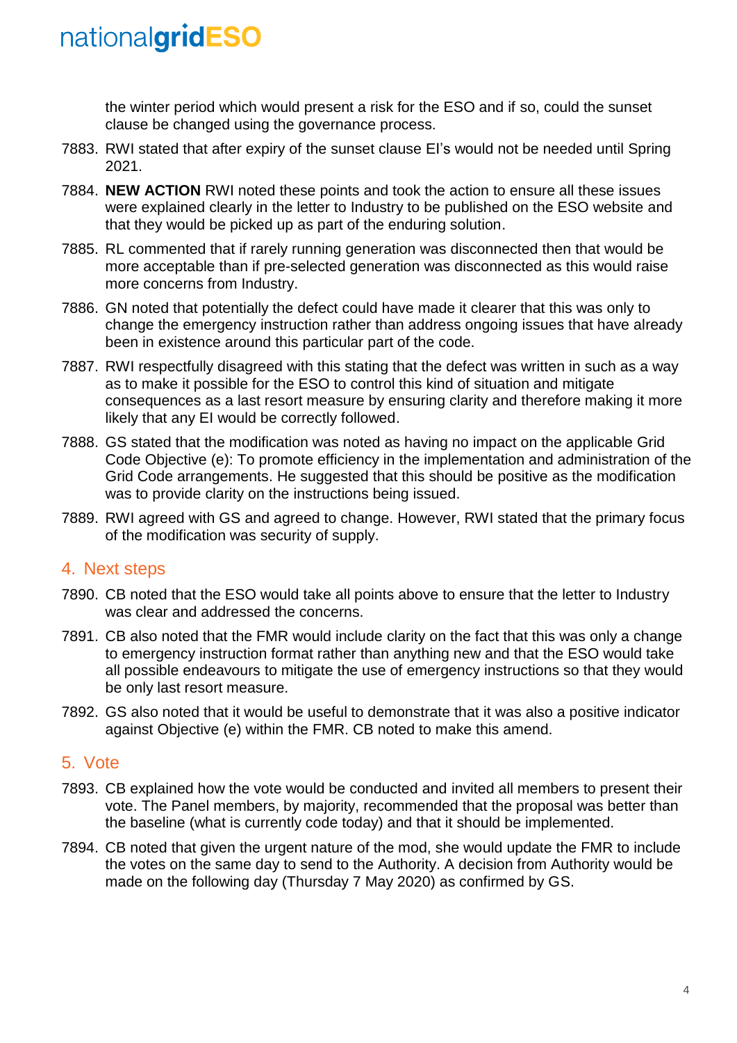the winter period which would present a risk for the ESO and if so, could the sunset clause be changed using the governance process.

7883. RWI stated that after expiry of the sunset clause EI's would not be needed until Spring 2021.

7884. **NEW ACTION** RWI noted these points and took the action to ensure all these issues were explained clearly in the letter to Industry to be published on the ESO website and that they would be picked up as part of the enduring solution.

7885. RL commented that if rarely running generation was disconnected then that would be more acceptable than if pre-selected generation was disconnected as this would raise more concerns from Industry.

7886. GN noted that potentially the defect could have made it clearer that this was only to change the emergency instruction rather than address ongoing issues that have already been in existence around this particular part of the code.

7887. RWI respectfully disagreed with this stating that the defect was written in such as a way as to make it possible for the ESO to control this kind of situation and mitigate consequences as a last resort measure by ensuring clarity and therefore making it more likely that any EI would be correctly followed.

7888. GS stated that the modification was noted as having no impact on the applicable Grid Code Objective (e): To promote efficiency in the implementation and administration of the Grid Code arrangements. He suggested that this should be positive as the modification was to provide clarity on the instructions being issued.

7889. RWI agreed with GS and agreed to change. However, RWI stated that the primary focus of the modification was security of supply.

## 4. Next steps

7890. CB noted that the ESO would take all points above to ensure that the letter to Industry was clear and addressed the concerns.

7891. CB also noted that the FMR would include clarity on the fact that this was only a change to emergency instruction format rather than anything new and that the ESO would take all possible endeavours to mitigate the use of emergency instructions so that they would be only last resort measure.

7892. GS also noted that it would be useful to demonstrate that it was also a positive indicator against Objective (e) within the FMR. CB noted to make this amend.

## 5. Vote

7893. CB explained how the vote would be conducted and invited all members to present their vote. The Panel members, by majority, recommended that the proposal was better than the baseline (what is currently code today) and that it should be implemented.

7894. CB noted that given the urgent nature of the mod, she would update the FMR to include the votes on the same day to send to the Authority. A decision from Authority would be made on the following day (Thursday 7 May 2020) as confirmed by GS.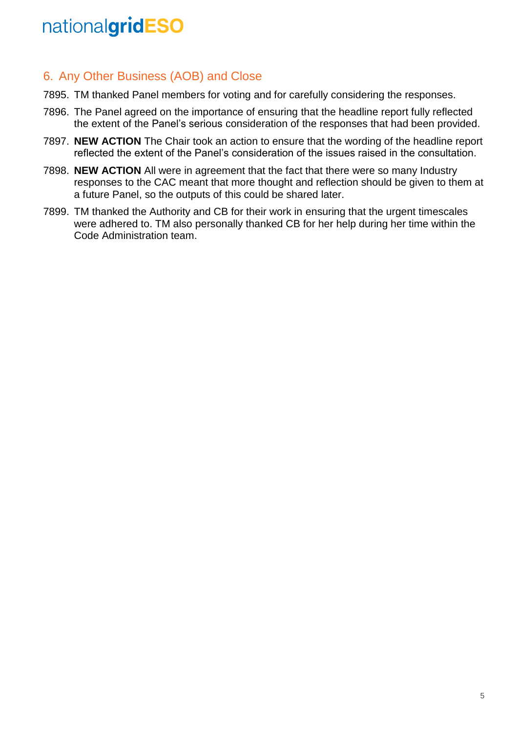## 6. Any Other Business (AOB) and Close

7895. TM thanked Panel members for voting and for carefully considering the responses.

7896. The Panel agreed on the importance of ensuring that the headline report fully reflected the extent of the Panel's serious consideration of the responses that had been provided.

7897. **NEW ACTION** The Chair took an action to ensure that the wording of the headline report reflected the extent of the Panel's consideration of the issues raised in the consultation.

7898. **NEW ACTION** All were in agreement that the fact that there were so many Industry responses to the CAC meant that more thought and reflection should be given to them at a future Panel, so the outputs of this could be shared later.

7899. TM thanked the Authority and CB for their work in ensuring that the urgent timescales were adhered to. TM also personally thanked CB for her help during her time within the Code Administration team.